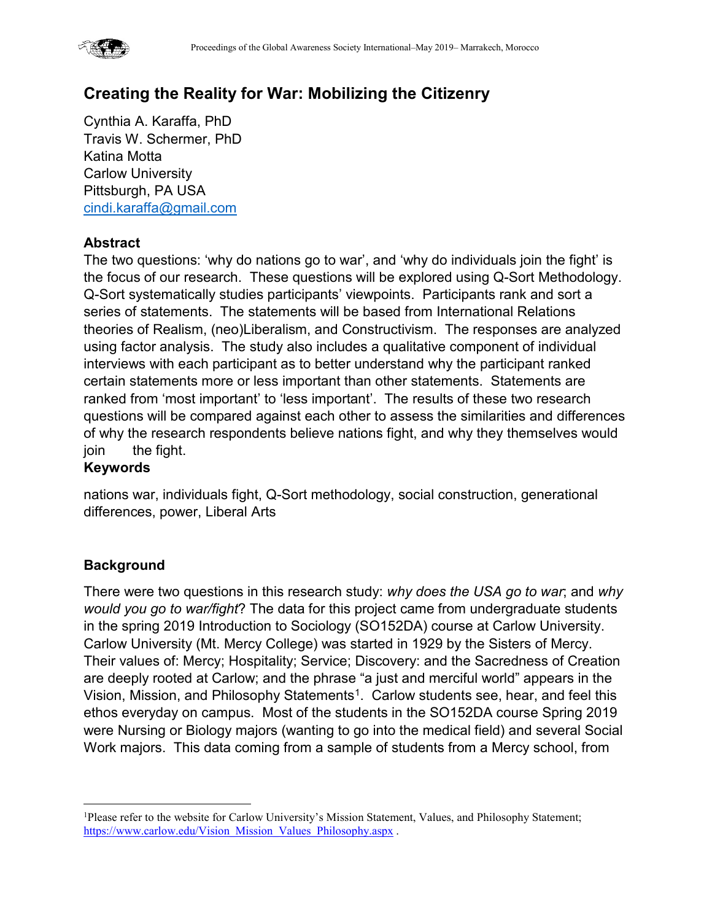# Creating the Reality for War: Mobilizing the Citizenry

Cynthia A. Karaffa, PhD
Travis W. Schermer, PhD
Katina Motta
Carlow University
Pittsburgh, PA USA
cindi.karaffa@gmail.com

## Abstract

The two questions: 'why do nations go to war', and 'why do individuals join the fight' is the focus of our research. These questions will be explored using Q-Sort Methodology. Q-Sort systematically studies participants' viewpoints. Participants rank and sort a series of statements. The statements will be based from International Relations theories of Realism, (neo)Liberalism, and Constructivism. The responses are analyzed using factor analysis. The study also includes a qualitative component of individual interviews with each participant as to better understand why the participant ranked certain statements more or less important than other statements. Statements are ranked from 'most important' to 'less important'. The results of these two research questions will be compared against each other to assess the similarities and differences of why the research respondents believe nations fight, and why they themselves would join the fight.

## Keywords

nations war, individuals fight, Q-Sort methodology, social construction, generational differences, power, Liberal Arts

## Background

There were two questions in this research study: *why does the USA go to war*; and *why would you go to war/fight*? The data for this project came from undergraduate students in the spring 2019 Introduction to Sociology (SO152DA) course at Carlow University. Carlow University (Mt. Mercy College) was started in 1929 by the Sisters of Mercy. Their values of: Mercy; Hospitality; Service; Discovery: and the Sacredness of Creation are deeply rooted at Carlow; and the phrase "a just and merciful world" appears in the Vision, Mission, and Philosophy Statements[1]. Carlow students see, hear, and feel this ethos everyday on campus. Most of the students in the SO152DA course Spring 2019 were Nursing or Biology majors (wanting to go into the medical field) and several Social Work majors. This data coming from a sample of students from a Mercy school, from

---

[1]Please refer to the website for Carlow University's Mission Statement, Values, and Philosophy Statement; https://www.carlow.edu/Vision_Mission_Values_Philosophy.aspx .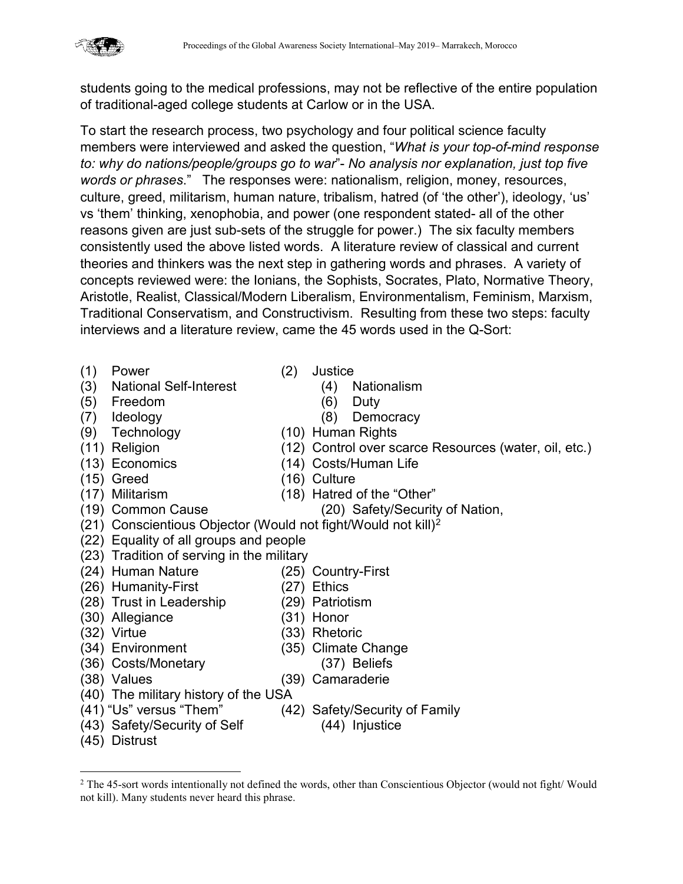students going to the medical professions, may not be reflective of the entire population of traditional-aged college students at Carlow or in the USA.

To start the research process, two psychology and four political science faculty members were interviewed and asked the question, "*What is your top-of-mind response to: why do nations/people/groups go to war*"- *No analysis nor explanation, just top five words or phrases*." The responses were: nationalism, religion, money, resources, culture, greed, militarism, human nature, tribalism, hatred (of 'the other'), ideology, 'us' vs 'them' thinking, xenophobia, and power (one respondent stated- all of the other reasons given are just sub-sets of the struggle for power.) The six faculty members consistently used the above listed words. A literature review of classical and current theories and thinkers was the next step in gathering words and phrases. A variety of concepts reviewed were: the Ionians, the Sophists, Socrates, Plato, Normative Theory, Aristotle, Realist, Classical/Modern Liberalism, Environmentalism, Feminism, Marxism, Traditional Conservatism, and Constructivism. Resulting from these two steps: faculty interviews and a literature review, came the 45 words used in the Q-Sort:

(1) Power
(2) Justice
(3) National Self-Interest
(4) Nationalism
(5) Freedom
(6) Duty
(7) Ideology
(8) Democracy
(9) Technology
(10) Human Rights
(11) Religion
(12) Control over scarce Resources (water, oil, etc.)
(13) Economics
(14) Costs/Human Life
(15) Greed
(16) Culture
(17) Militarism
(18) Hatred of the "Other"
(19) Common Cause
(20) Safety/Security of Nation,
(21) Conscientious Objector (Would not fight/Would not kill)[2]
(22) Equality of all groups and people
(23) Tradition of serving in the military
(24) Human Nature
(25) Country-First
(26) Humanity-First
(27) Ethics
(28) Trust in Leadership
(29) Patriotism
(30) Allegiance
(31) Honor
(32) Virtue
(33) Rhetoric
(34) Environment
(35) Climate Change
(36) Costs/Monetary
(37) Beliefs
(38) Values
(39) Camaraderie
(40) The military history of the USA
(41) "Us" versus "Them"
(42) Safety/Security of Family
(43) Safety/Security of Self
(44) Injustice
(45) Distrust

[2] The 45-sort words intentionally not defined the words, other than Conscientious Objector (would not fight/ Would not kill). Many students never heard this phrase.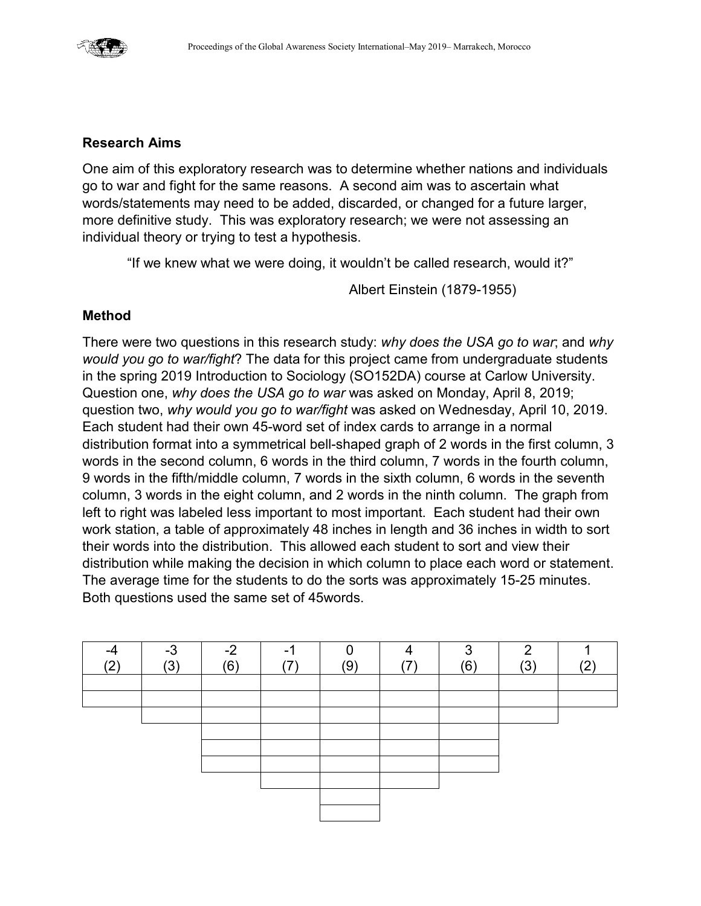### Research Aims

One aim of this exploratory research was to determine whether nations and individuals go to war and fight for the same reasons. A second aim was to ascertain what words/statements may need to be added, discarded, or changed for a future larger, more definitive study. This was exploratory research; we were not assessing an individual theory or trying to test a hypothesis.

> "If we knew what we were doing, it wouldn't be called research, would it?"
>
> Albert Einstein (1879-1955)

### Method

There were two questions in this research study: *why does the USA go to war*; and *why would you go to war/fight*? The data for this project came from undergraduate students in the spring 2019 Introduction to Sociology (SO152DA) course at Carlow University. Question one, *why does the USA go to war* was asked on Monday, April 8, 2019; question two, *why would you go to war/fight* was asked on Wednesday, April 10, 2019. Each student had their own 45-word set of index cards to arrange in a normal distribution format into a symmetrical bell-shaped graph of 2 words in the first column, 3 words in the second column, 6 words in the third column, 7 words in the fourth column, 9 words in the fifth/middle column, 7 words in the sixth column, 6 words in the seventh column, 3 words in the eight column, and 2 words in the ninth column. The graph from left to right was labeled less important to most important. Each student had their own work station, a table of approximately 48 inches in length and 36 inches in width to sort their words into the distribution. This allowed each student to sort and view their distribution while making the decision in which column to place each word or statement. The average time for the students to do the sorts was approximately 15-25 minutes. Both questions used the same set of 45words.

| -4 (2) | -3 (3) | -2 (6) | -1 (7) | 0 (9) | 4 (7) | 3 (6) | 2 (3) | 1 (2) |
|---|---|---|---|---|---|---|---|---|
| | | | | | | | | |
| | | | | | | | | |
| | | | | | | | | |
| | | | | | | | | |
| | | | | | | | | |
| | | | | | | | | |
| | | | | | | | | |
| | | | | | | | | |
| | | | | | | | | |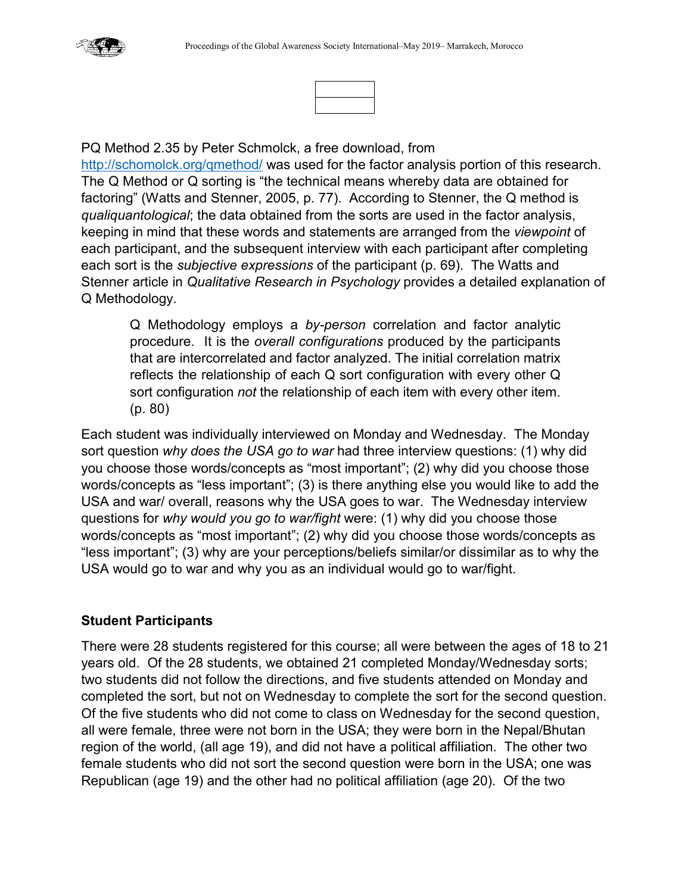PQ Method 2.35 by Peter Schmolck, a free download, from [http://schomolck.org/qmethod/](http://schomolck.org/qmethod/) was used for the factor analysis portion of this research. The Q Method or Q sorting is "the technical means whereby data are obtained for factoring" (Watts and Stenner, 2005, p. 77). According to Stenner, the Q method is *qualiquantological*; the data obtained from the sorts are used in the factor analysis, keeping in mind that these words and statements are arranged from the *viewpoint* of each participant, and the subsequent interview with each participant after completing each sort is the *subjective expressions* of the participant (p. 69). The Watts and Stenner article in *Qualitative Research in Psychology* provides a detailed explanation of Q Methodology.

> Q Methodology employs a *by-person* correlation and factor analytic procedure. It is the *overall configurations* produced by the participants that are intercorrelated and factor analyzed. The initial correlation matrix reflects the relationship of each Q sort configuration with every other Q sort configuration *not* the relationship of each item with every other item. (p. 80)

Each student was individually interviewed on Monday and Wednesday. The Monday sort question *why does the USA go to war* had three interview questions: (1) why did you choose those words/concepts as "most important"; (2) why did you choose those words/concepts as "less important"; (3) is there anything else you would like to add the USA and war/ overall, reasons why the USA goes to war. The Wednesday interview questions for *why would you go to war/fight* were: (1) why did you choose those words/concepts as "most important"; (2) why did you choose those words/concepts as "less important"; (3) why are your perceptions/beliefs similar/or dissimilar as to why the USA would go to war and why you as an individual would go to war/fight.

**Student Participants**

There were 28 students registered for this course; all were between the ages of 18 to 21 years old. Of the 28 students, we obtained 21 completed Monday/Wednesday sorts; two students did not follow the directions, and five students attended on Monday and completed the sort, but not on Wednesday to complete the sort for the second question. Of the five students who did not come to class on Wednesday for the second question, all were female, three were not born in the USA; they were born in the Nepal/Bhutan region of the world, (all age 19), and did not have a political affiliation. The other two female students who did not sort the second question were born in the USA; one was Republican (age 19) and the other had no political affiliation (age 20). Of the two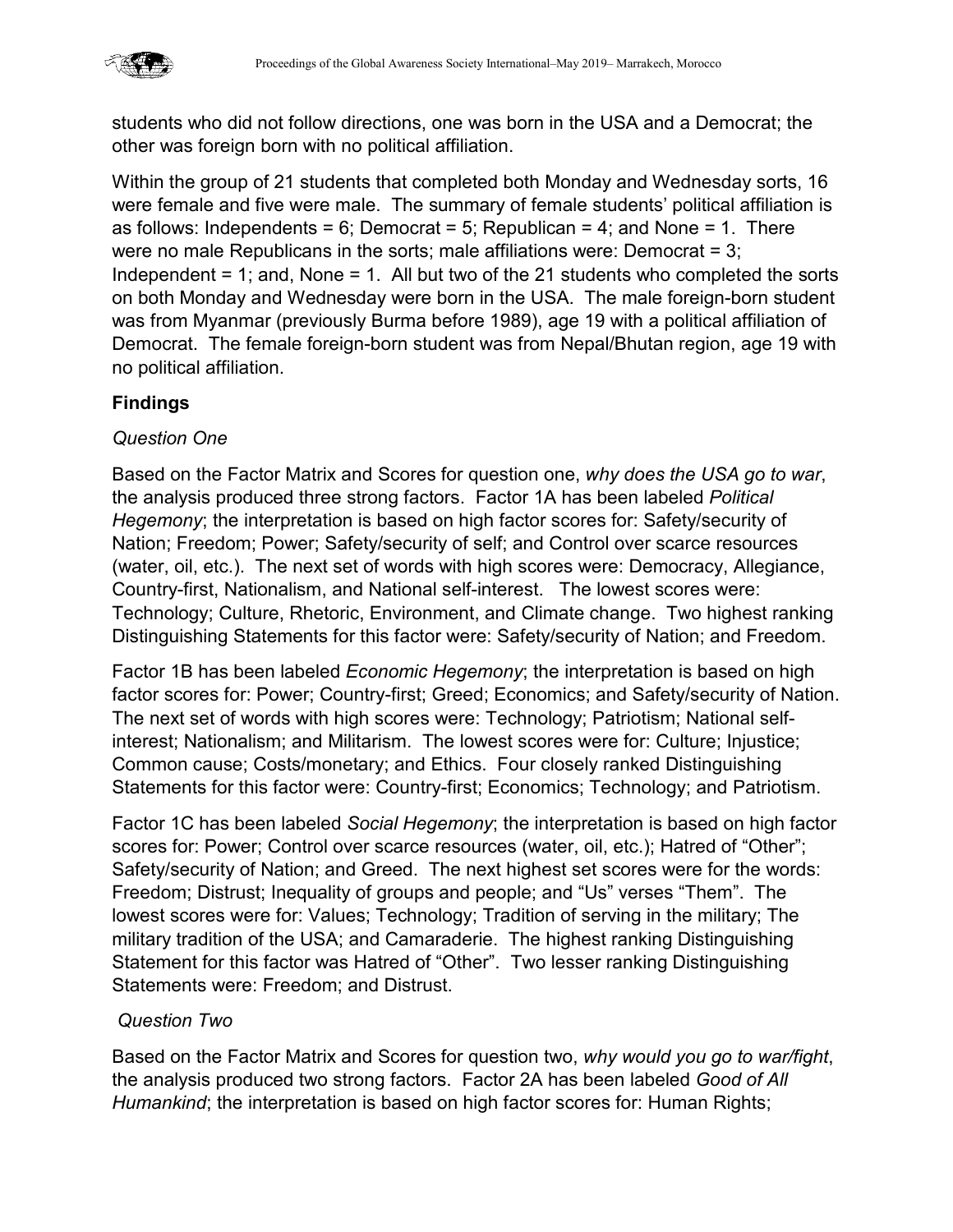students who did not follow directions, one was born in the USA and a Democrat; the other was foreign born with no political affiliation.

Within the group of 21 students that completed both Monday and Wednesday sorts, 16 were female and five were male. The summary of female students' political affiliation is as follows: Independents = 6; Democrat = 5; Republican = 4; and None = 1. There were no male Republicans in the sorts; male affiliations were: Democrat = 3; Independent = 1; and, None = 1. All but two of the 21 students who completed the sorts on both Monday and Wednesday were born in the USA. The male foreign-born student was from Myanmar (previously Burma before 1989), age 19 with a political affiliation of Democrat. The female foreign-born student was from Nepal/Bhutan region, age 19 with no political affiliation.

## Findings

### *Question One*

Based on the Factor Matrix and Scores for question one, *why does the USA go to war*, the analysis produced three strong factors. Factor 1A has been labeled *Political Hegemony*; the interpretation is based on high factor scores for: Safety/security of Nation; Freedom; Power; Safety/security of self; and Control over scarce resources (water, oil, etc.). The next set of words with high scores were: Democracy, Allegiance, Country-first, Nationalism, and National self-interest. The lowest scores were: Technology; Culture, Rhetoric, Environment, and Climate change. Two highest ranking Distinguishing Statements for this factor were: Safety/security of Nation; and Freedom.

Factor 1B has been labeled *Economic Hegemony*; the interpretation is based on high factor scores for: Power; Country-first; Greed; Economics; and Safety/security of Nation. The next set of words with high scores were: Technology; Patriotism; National self-interest; Nationalism; and Militarism. The lowest scores were for: Culture; Injustice; Common cause; Costs/monetary; and Ethics. Four closely ranked Distinguishing Statements for this factor were: Country-first; Economics; Technology; and Patriotism.

Factor 1C has been labeled *Social Hegemony*; the interpretation is based on high factor scores for: Power; Control over scarce resources (water, oil, etc.); Hatred of "Other"; Safety/security of Nation; and Greed. The next highest set scores were for the words: Freedom; Distrust; Inequality of groups and people; and "Us" verses "Them". The lowest scores were for: Values; Technology; Tradition of serving in the military; The military tradition of the USA; and Camaraderie. The highest ranking Distinguishing Statement for this factor was Hatred of "Other". Two lesser ranking Distinguishing Statements were: Freedom; and Distrust.

### *Question Two*

Based on the Factor Matrix and Scores for question two, *why would you go to war/fight*, the analysis produced two strong factors. Factor 2A has been labeled *Good of All Humankind*; the interpretation is based on high factor scores for: Human Rights;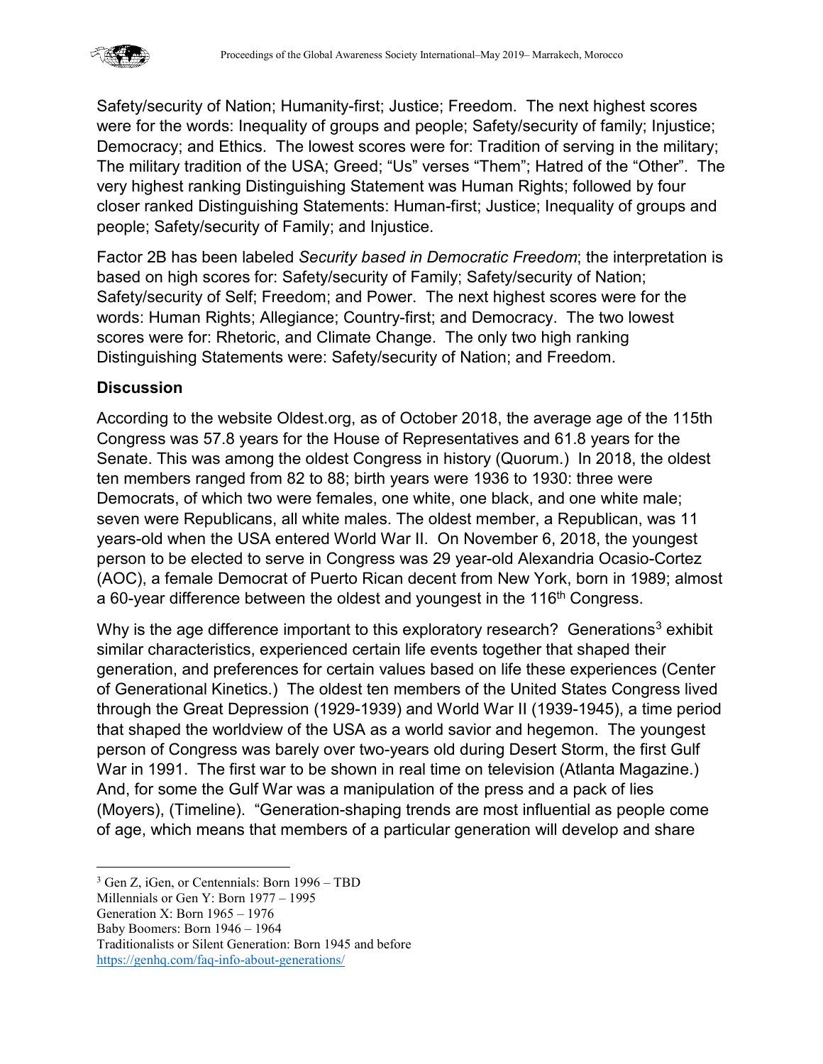Safety/security of Nation; Humanity-first; Justice; Freedom. The next highest scores were for the words: Inequality of groups and people; Safety/security of family; Injustice; Democracy; and Ethics. The lowest scores were for: Tradition of serving in the military; The military tradition of the USA; Greed; “Us” verses “Them”; Hatred of the “Other”. The very highest ranking Distinguishing Statement was Human Rights; followed by four closer ranked Distinguishing Statements: Human-first; Justice; Inequality of groups and people; Safety/security of Family; and Injustice.

Factor 2B has been labeled *Security based in Democratic Freedom*; the interpretation is based on high scores for: Safety/security of Family; Safety/security of Nation; Safety/security of Self; Freedom; and Power. The next highest scores were for the words: Human Rights; Allegiance; Country-first; and Democracy. The two lowest scores were for: Rhetoric, and Climate Change. The only two high ranking Distinguishing Statements were: Safety/security of Nation; and Freedom.

## Discussion

According to the website Oldest.org, as of October 2018, the average age of the 115th Congress was 57.8 years for the House of Representatives and 61.8 years for the Senate. This was among the oldest Congress in history (Quorum.) In 2018, the oldest ten members ranged from 82 to 88; birth years were 1936 to 1930: three were Democrats, of which two were females, one white, one black, and one white male; seven were Republicans, all white males. The oldest member, a Republican, was 11 years-old when the USA entered World War II. On November 6, 2018, the youngest person to be elected to serve in Congress was 29 year-old Alexandria Ocasio-Cortez (AOC), a female Democrat of Puerto Rican decent from New York, born in 1989; almost a 60-year difference between the oldest and youngest in the 116th Congress.

Why is the age difference important to this exploratory research? Generations[3] exhibit similar characteristics, experienced certain life events together that shaped their generation, and preferences for certain values based on life these experiences (Center of Generational Kinetics.) The oldest ten members of the United States Congress lived through the Great Depression (1929-1939) and World War II (1939-1945), a time period that shaped the worldview of the USA as a world savior and hegemon. The youngest person of Congress was barely over two-years old during Desert Storm, the first Gulf War in 1991. The first war to be shown in real time on television (Atlanta Magazine.) And, for some the Gulf War was a manipulation of the press and a pack of lies (Moyers), (Timeline). “Generation-shaping trends are most influential as people come of age, which means that members of a particular generation will develop and share

---

[3] Gen Z, iGen, or Centennials: Born 1996 – TBD
Millennials or Gen Y: Born 1977 – 1995
Generation X: Born 1965 – 1976
Baby Boomers: Born 1946 – 1964
Traditionalists or Silent Generation: Born 1945 and before
https://genhq.com/faq-info-about-generations/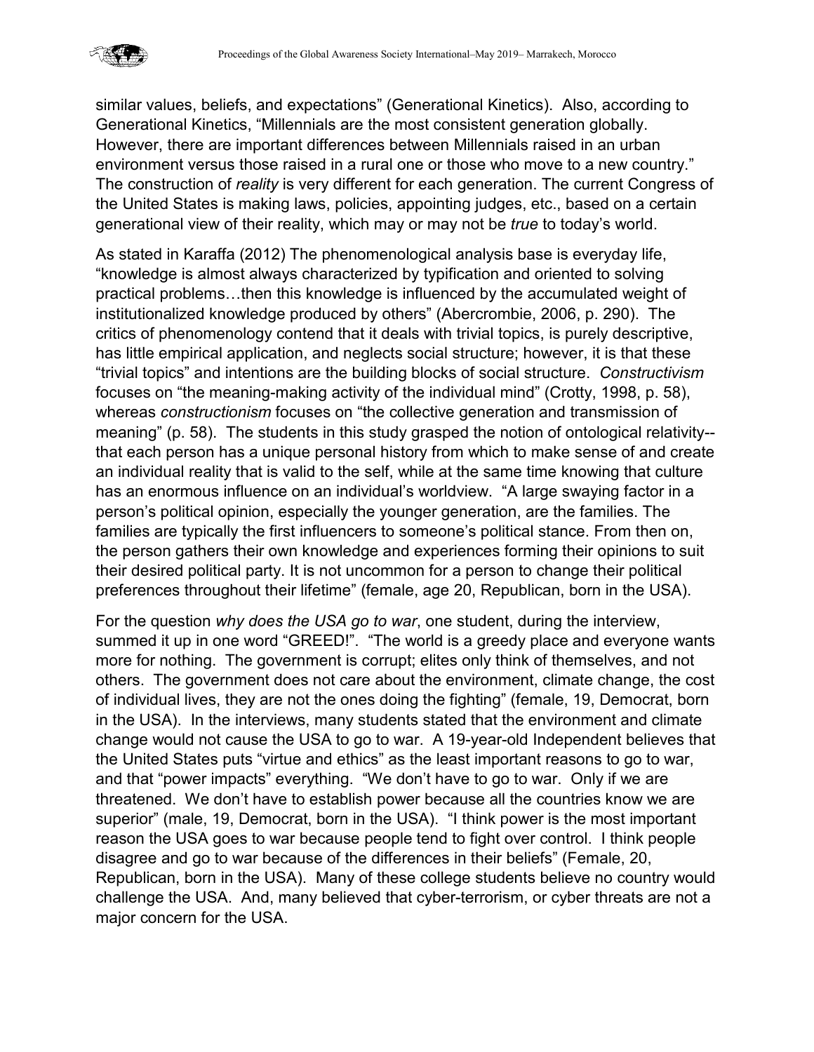similar values, beliefs, and expectations" (Generational Kinetics). Also, according to Generational Kinetics, "Millennials are the most consistent generation globally. However, there are important differences between Millennials raised in an urban environment versus those raised in a rural one or those who move to a new country." The construction of *reality* is very different for each generation. The current Congress of the United States is making laws, policies, appointing judges, etc., based on a certain generational view of their reality, which may or may not be *true* to today's world.

As stated in Karaffa (2012) The phenomenological analysis base is everyday life, "knowledge is almost always characterized by typification and oriented to solving practical problems…then this knowledge is influenced by the accumulated weight of institutionalized knowledge produced by others" (Abercrombie, 2006, p. 290). The critics of phenomenology contend that it deals with trivial topics, is purely descriptive, has little empirical application, and neglects social structure; however, it is that these "trivial topics" and intentions are the building blocks of social structure. *Constructivism* focuses on "the meaning-making activity of the individual mind" (Crotty, 1998, p. 58), whereas *constructionism* focuses on "the collective generation and transmission of meaning" (p. 58). The students in this study grasped the notion of ontological relativity--that each person has a unique personal history from which to make sense of and create an individual reality that is valid to the self, while at the same time knowing that culture has an enormous influence on an individual's worldview. "A large swaying factor in a person's political opinion, especially the younger generation, are the families. The families are typically the first influencers to someone's political stance. From then on, the person gathers their own knowledge and experiences forming their opinions to suit their desired political party. It is not uncommon for a person to change their political preferences throughout their lifetime" (female, age 20, Republican, born in the USA).

For the question *why does the USA go to war*, one student, during the interview, summed it up in one word "GREED!". "The world is a greedy place and everyone wants more for nothing. The government is corrupt; elites only think of themselves, and not others. The government does not care about the environment, climate change, the cost of individual lives, they are not the ones doing the fighting" (female, 19, Democrat, born in the USA). In the interviews, many students stated that the environment and climate change would not cause the USA to go to war. A 19-year-old Independent believes that the United States puts "virtue and ethics" as the least important reasons to go to war, and that "power impacts" everything. "We don't have to go to war. Only if we are threatened. We don't have to establish power because all the countries know we are superior" (male, 19, Democrat, born in the USA). "I think power is the most important reason the USA goes to war because people tend to fight over control. I think people disagree and go to war because of the differences in their beliefs" (Female, 20, Republican, born in the USA). Many of these college students believe no country would challenge the USA. And, many believed that cyber-terrorism, or cyber threats are not a major concern for the USA.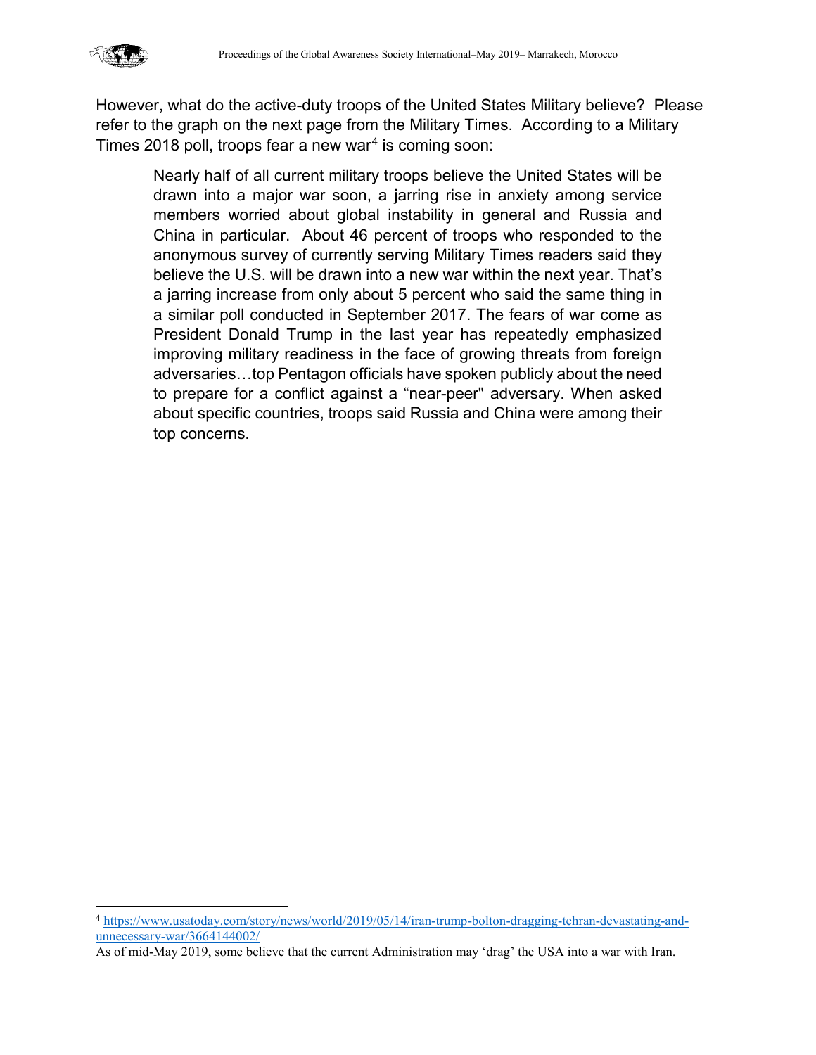However, what do the active-duty troops of the United States Military believe? Please refer to the graph on the next page from the Military Times. According to a Military Times 2018 poll, troops fear a new war[4] is coming soon:

> Nearly half of all current military troops believe the United States will be drawn into a major war soon, a jarring rise in anxiety among service members worried about global instability in general and Russia and China in particular. About 46 percent of troops who responded to the anonymous survey of currently serving Military Times readers said they believe the U.S. will be drawn into a new war within the next year. That's a jarring increase from only about 5 percent who said the same thing in a similar poll conducted in September 2017. The fears of war come as President Donald Trump in the last year has repeatedly emphasized improving military readiness in the face of growing threats from foreign adversaries…top Pentagon officials have spoken publicly about the need to prepare for a conflict against a "near-peer" adversary. When asked about specific countries, troops said Russia and China were among their top concerns.

---

[4] https://www.usatoday.com/story/news/world/2019/05/14/iran-trump-bolton-dragging-tehran-devastating-and-unnecessary-war/3664144002/

As of mid-May 2019, some believe that the current Administration may 'drag' the USA into a war with Iran.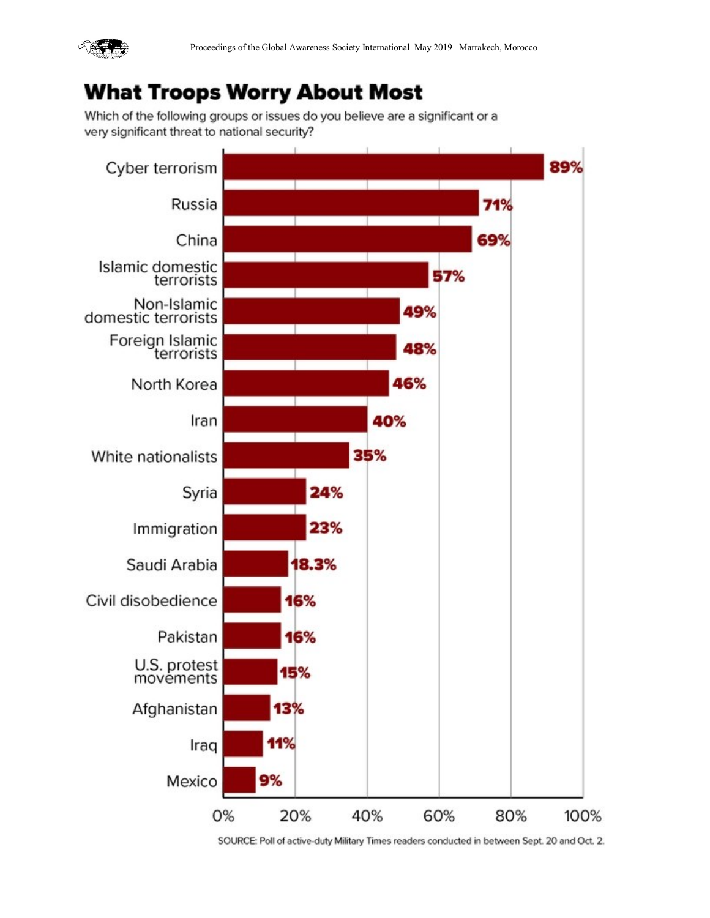## What Troops Worry About Most

Which of the following groups or issues do you believe are a significant or a very significant threat to national security?

| Group or issue | Percent |
|---|---|
| Cyber terrorism | 89% |
| Russia | 71% |
| China | 69% |
| Islamic domestic terrorists | 57% |
| Non-Islamic domestic terrorists | 49% |
| Foreign Islamic terrorists | 48% |
| North Korea | 46% |
| Iran | 40% |
| White nationalists | 35% |
| Syria | 24% |
| Immigration | 23% |
| Saudi Arabia | 18.3% |
| Civil disobedience | 16% |
| Pakistan | 16% |
| U.S. protest movements | 15% |
| Afghanistan | 13% |
| Iraq | 11% |
| Mexico | 9% |

SOURCE: Poll of active-duty Military Times readers conducted in between Sept. 20 and Oct. 2.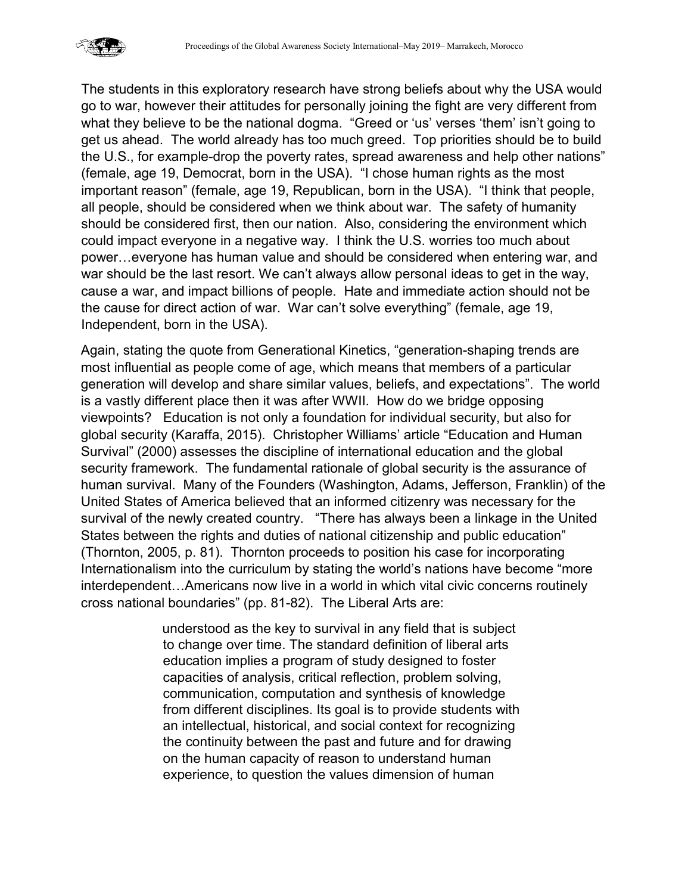The students in this exploratory research have strong beliefs about why the USA would go to war, however their attitudes for personally joining the fight are very different from what they believe to be the national dogma. "Greed or 'us' verses 'them' isn't going to get us ahead. The world already has too much greed. Top priorities should be to build the U.S., for example-drop the poverty rates, spread awareness and help other nations" (female, age 19, Democrat, born in the USA). "I chose human rights as the most important reason" (female, age 19, Republican, born in the USA). "I think that people, all people, should be considered when we think about war. The safety of humanity should be considered first, then our nation. Also, considering the environment which could impact everyone in a negative way. I think the U.S. worries too much about power…everyone has human value and should be considered when entering war, and war should be the last resort. We can't always allow personal ideas to get in the way, cause a war, and impact billions of people. Hate and immediate action should not be the cause for direct action of war. War can't solve everything" (female, age 19, Independent, born in the USA).

Again, stating the quote from Generational Kinetics, "generation-shaping trends are most influential as people come of age, which means that members of a particular generation will develop and share similar values, beliefs, and expectations". The world is a vastly different place then it was after WWII. How do we bridge opposing viewpoints? Education is not only a foundation for individual security, but also for global security (Karaffa, 2015). Christopher Williams' article "Education and Human Survival" (2000) assesses the discipline of international education and the global security framework. The fundamental rationale of global security is the assurance of human survival. Many of the Founders (Washington, Adams, Jefferson, Franklin) of the United States of America believed that an informed citizenry was necessary for the survival of the newly created country. "There has always been a linkage in the United States between the rights and duties of national citizenship and public education" (Thornton, 2005, p. 81). Thornton proceeds to position his case for incorporating Internationalism into the curriculum by stating the world's nations have become "more interdependent…Americans now live in a world in which vital civic concerns routinely cross national boundaries" (pp. 81-82). The Liberal Arts are:

> understood as the key to survival in any field that is subject to change over time. The standard definition of liberal arts education implies a program of study designed to foster capacities of analysis, critical reflection, problem solving, communication, computation and synthesis of knowledge from different disciplines. Its goal is to provide students with an intellectual, historical, and social context for recognizing the continuity between the past and future and for drawing on the human capacity of reason to understand human experience, to question the values dimension of human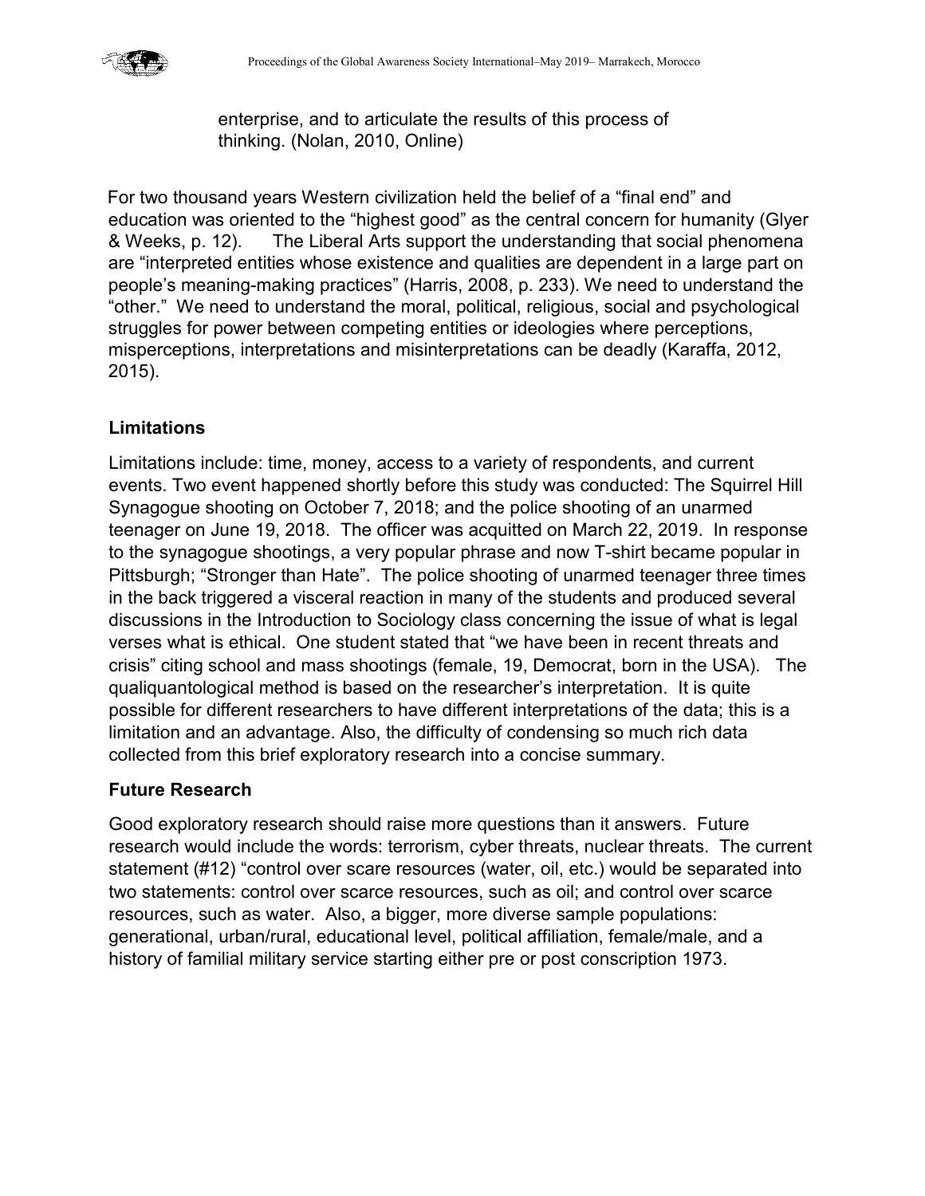enterprise, and to articulate the results of this process of thinking. (Nolan, 2010, Online)

For two thousand years Western civilization held the belief of a "final end" and education was oriented to the "highest good" as the central concern for humanity (Glyer & Weeks, p. 12). The Liberal Arts support the understanding that social phenomena are "interpreted entities whose existence and qualities are dependent in a large part on people's meaning-making practices" (Harris, 2008, p. 233). We need to understand the "other." We need to understand the moral, political, religious, social and psychological struggles for power between competing entities or ideologies where perceptions, misperceptions, interpretations and misinterpretations can be deadly (Karaffa, 2012, 2015).

### Limitations

Limitations include: time, money, access to a variety of respondents, and current events. Two event happened shortly before this study was conducted: The Squirrel Hill Synagogue shooting on October 7, 2018; and the police shooting of an unarmed teenager on June 19, 2018. The officer was acquitted on March 22, 2019. In response to the synagogue shootings, a very popular phrase and now T-shirt became popular in Pittsburgh; "Stronger than Hate". The police shooting of unarmed teenager three times in the back triggered a visceral reaction in many of the students and produced several discussions in the Introduction to Sociology class concerning the issue of what is legal verses what is ethical. One student stated that "we have been in recent threats and crisis" citing school and mass shootings (female, 19, Democrat, born in the USA). The qualiquantological method is based on the researcher's interpretation. It is quite possible for different researchers to have different interpretations of the data; this is a limitation and an advantage. Also, the difficulty of condensing so much rich data collected from this brief exploratory research into a concise summary.

### Future Research

Good exploratory research should raise more questions than it answers. Future research would include the words: terrorism, cyber threats, nuclear threats. The current statement (#12) "control over scare resources (water, oil, etc.) would be separated into two statements: control over scarce resources, such as oil; and control over scarce resources, such as water. Also, a bigger, more diverse sample populations: generational, urban/rural, educational level, political affiliation, female/male, and a history of familial military service starting either pre or post conscription 1973.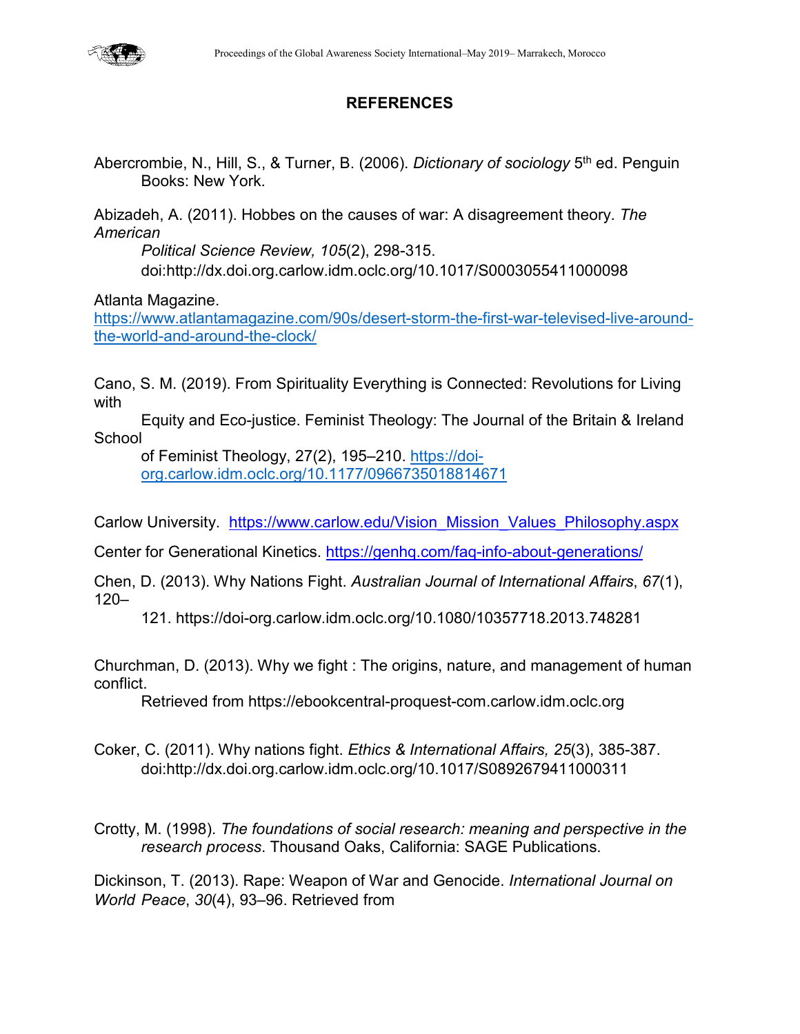## REFERENCES

Abercrombie, N., Hill, S., & Turner, B. (2006). *Dictionary of sociology* 5th ed. Penguin Books: New York.

Abizadeh, A. (2011). Hobbes on the causes of war: A disagreement theory. *The American Political Science Review, 105*(2), 298-315. doi:http://dx.doi.org.carlow.idm.oclc.org/10.1017/S0003055411000098

Atlanta Magazine. https://www.atlantamagazine.com/90s/desert-storm-the-first-war-televised-live-around-the-world-and-around-the-clock/

Cano, S. M. (2019). From Spirituality Everything is Connected: Revolutions for Living with Equity and Eco-justice. Feminist Theology: The Journal of the Britain & Ireland School of Feminist Theology, 27(2), 195–210. https://doi-org.carlow.idm.oclc.org/10.1177/0966735018814671

Carlow University. https://www.carlow.edu/Vision_Mission_Values_Philosophy.aspx

Center for Generational Kinetics. https://genhq.com/faq-info-about-generations/

Chen, D. (2013). Why Nations Fight. *Australian Journal of International Affairs*, *67*(1), 120–121. https://doi-org.carlow.idm.oclc.org/10.1080/10357718.2013.748281

Churchman, D. (2013). Why we fight : The origins, nature, and management of human conflict. Retrieved from https://ebookcentral-proquest-com.carlow.idm.oclc.org

Coker, C. (2011). Why nations fight. *Ethics & International Affairs, 25*(3), 385-387. doi:http://dx.doi.org.carlow.idm.oclc.org/10.1017/S0892679411000311

Crotty, M. (1998). *The foundations of social research: meaning and perspective in the research process*. Thousand Oaks, California: SAGE Publications.

Dickinson, T. (2013). Rape: Weapon of War and Genocide. *International Journal on World Peace*, *30*(4), 93–96. Retrieved from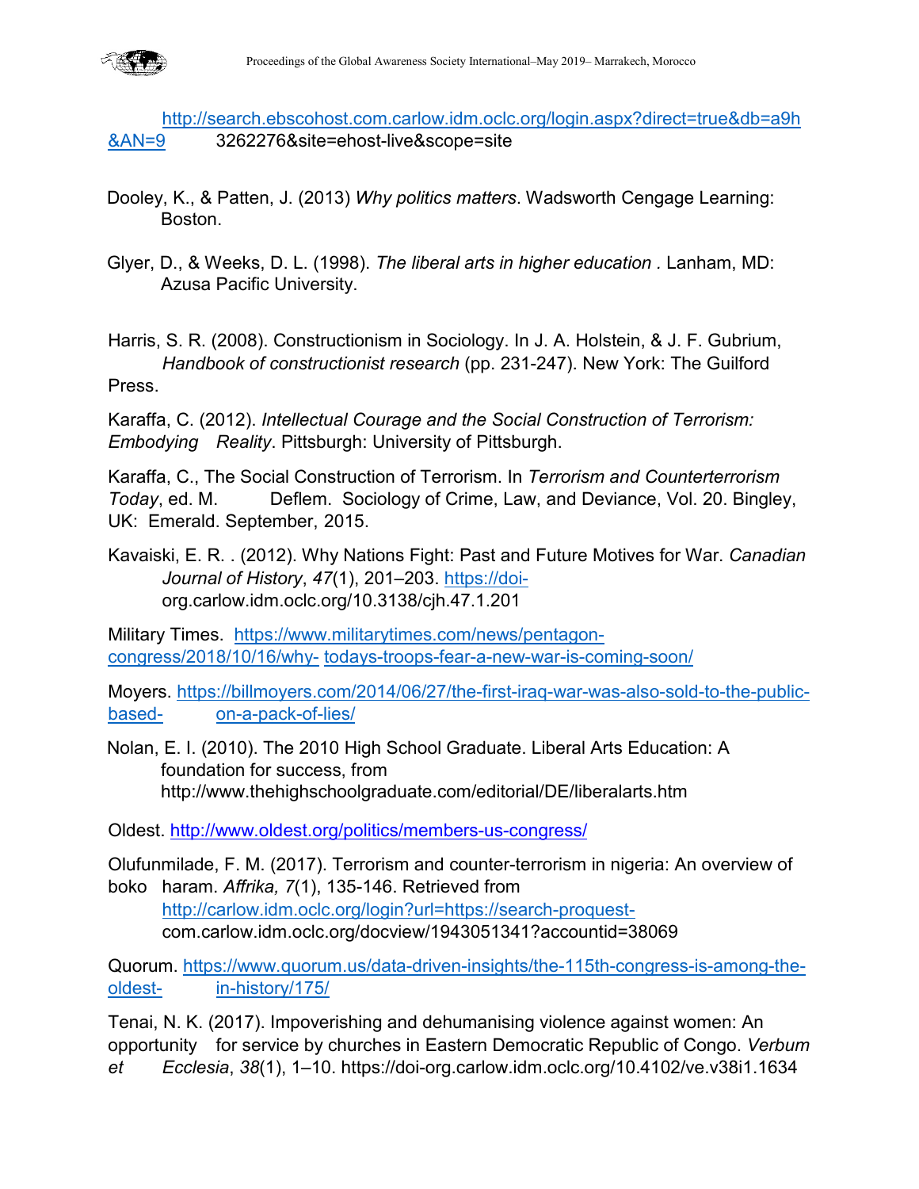http://search.ebscohost.com.carlow.idm.oclc.org/login.aspx?direct=true&db=a9h&AN=9 3262276&site=ehost-live&scope=site

Dooley, K., & Patten, J. (2013) *Why politics matters*. Wadsworth Cengage Learning: Boston.

Glyer, D., & Weeks, D. L. (1998). *The liberal arts in higher education* . Lanham, MD: Azusa Pacific University.

Harris, S. R. (2008). Constructionism in Sociology. In J. A. Holstein, & J. F. Gubrium, *Handbook of constructionist research* (pp. 231-247). New York: The Guilford Press.

Karaffa, C. (2012). *Intellectual Courage and the Social Construction of Terrorism: Embodying Reality*. Pittsburgh: University of Pittsburgh.

Karaffa, C., The Social Construction of Terrorism. In *Terrorism and Counterterrorism Today*, ed. M. Deflem. Sociology of Crime, Law, and Deviance, Vol. 20. Bingley, UK: Emerald. September, 2015.

Kavaiski, E. R. . (2012). Why Nations Fight: Past and Future Motives for War. *Canadian Journal of History*, *47*(1), 201–203. https://doi-org.carlow.idm.oclc.org/10.3138/cjh.47.1.201

Military Times. https://www.militarytimes.com/news/pentagon-congress/2018/10/16/why- todays-troops-fear-a-new-war-is-coming-soon/

Moyers. https://billmoyers.com/2014/06/27/the-first-iraq-war-was-also-sold-to-the-public-based- on-a-pack-of-lies/

Nolan, E. I. (2010). The 2010 High School Graduate. Liberal Arts Education: A foundation for success, from http://www.thehighschoolgraduate.com/editorial/DE/liberalarts.htm

Oldest. http://www.oldest.org/politics/members-us-congress/

Olufunmilade, F. M. (2017). Terrorism and counter-terrorism in nigeria: An overview of boko haram. *Affrika, 7*(1), 135-146. Retrieved from http://carlow.idm.oclc.org/login?url=https://search-proquest-com.carlow.idm.oclc.org/docview/1943051341?accountid=38069

Quorum. https://www.quorum.us/data-driven-insights/the-115th-congress-is-among-the-oldest- in-history/175/

Tenai, N. K. (2017). Impoverishing and dehumanising violence against women: An opportunity for service by churches in Eastern Democratic Republic of Congo. *Verbum et Ecclesia*, *38*(1), 1–10. https://doi-org.carlow.idm.oclc.org/10.4102/ve.v38i1.1634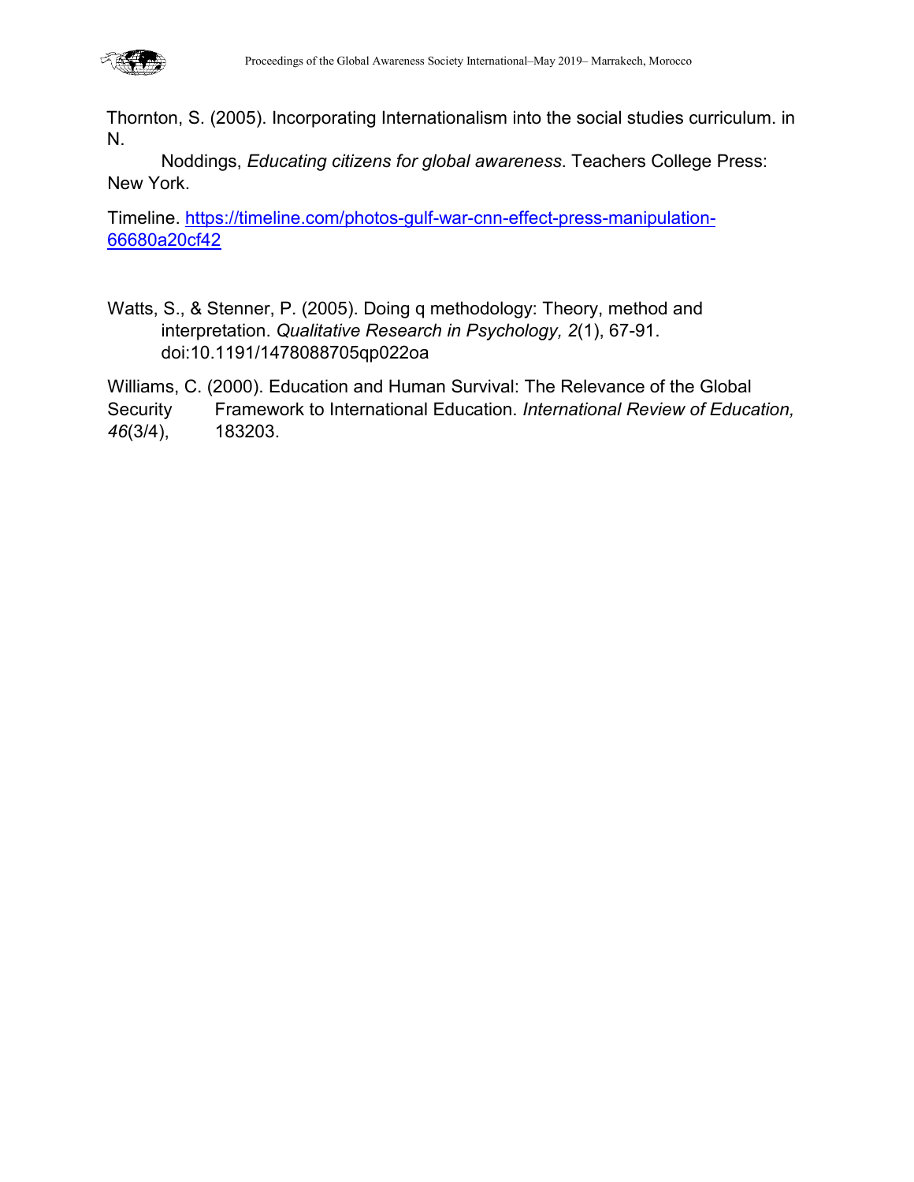Thornton, S. (2005). Incorporating Internationalism into the social studies curriculum. in N. Noddings, *Educating citizens for global awareness*. Teachers College Press: New York.

Timeline. https://timeline.com/photos-gulf-war-cnn-effect-press-manipulation-66680a20cf42

Watts, S., & Stenner, P. (2005). Doing q methodology: Theory, method and interpretation. *Qualitative Research in Psychology, 2*(1), 67-91. doi:10.1191/1478088705qp022oa

Williams, C. (2000). Education and Human Survival: The Relevance of the Global Security Framework to International Education. *International Review of Education, 46*(3/4), 183203.